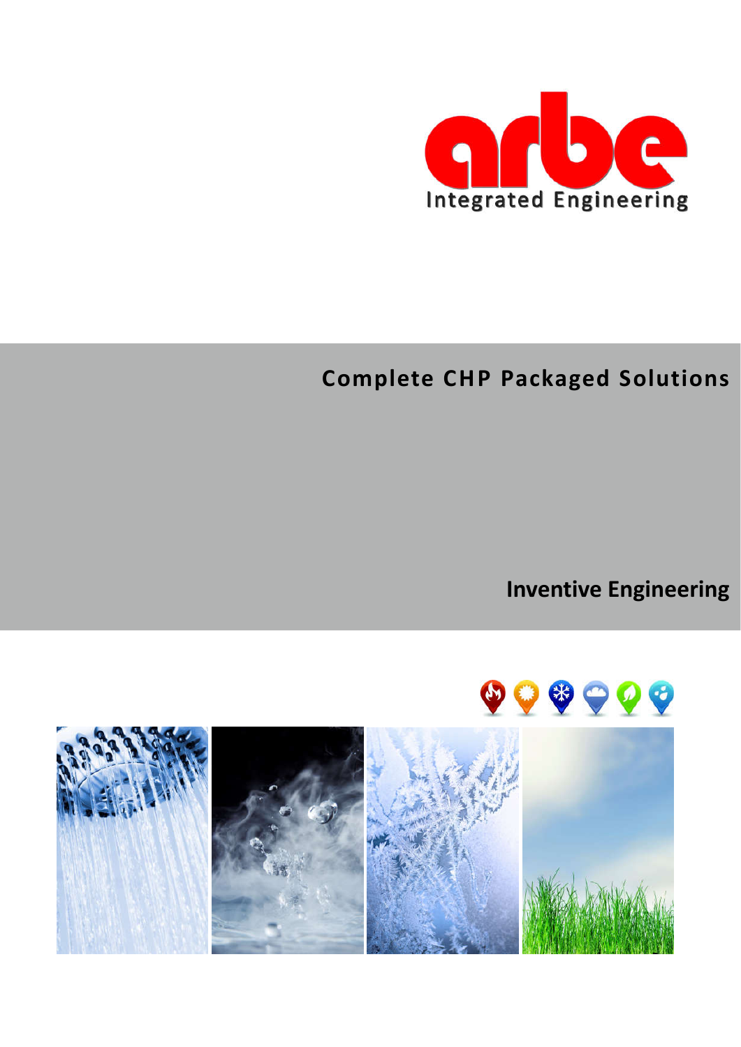arbe

Integrated Engineering

# Complete CHP Packaged Solutions

## Inventive Engineering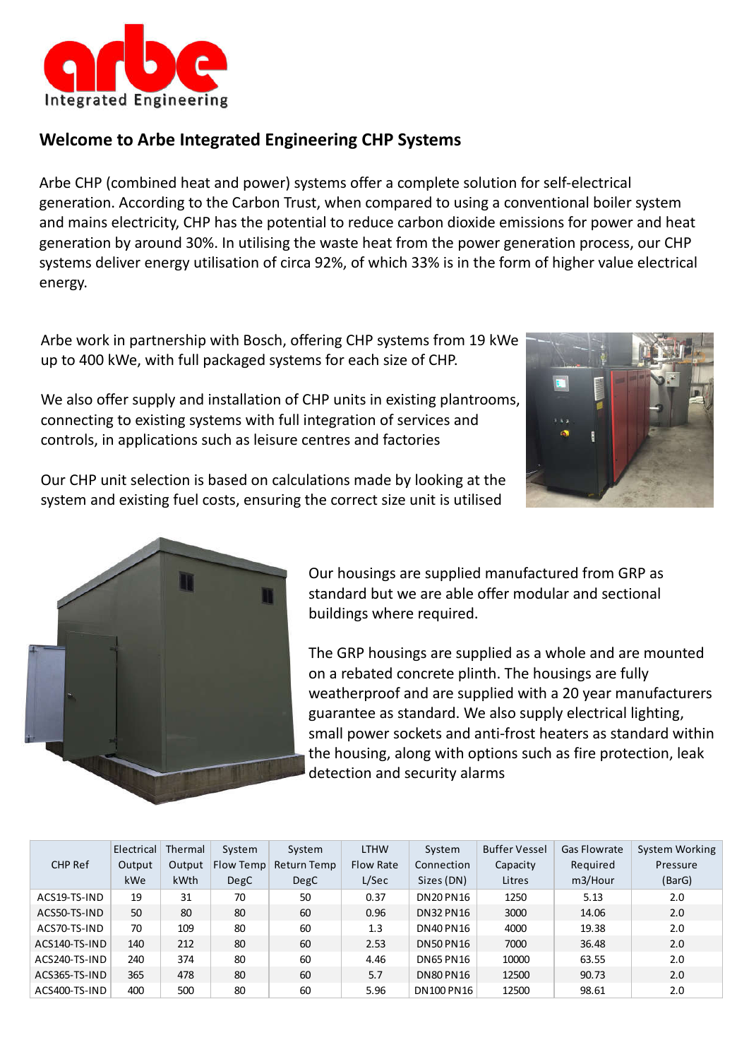arbe
Integrated Engineering

## Welcome to Arbe Integrated Engineering CHP Systems

Arbe CHP (combined heat and power) systems offer a complete solution for self-electrical generation. According to the Carbon Trust, when compared to using a conventional boiler system and mains electricity, CHP has the potential to reduce carbon dioxide emissions for power and heat generation by around 30%. In utilising the waste heat from the power generation process, our CHP systems deliver energy utilisation of circa 92%, of which 33% is in the form of higher value electrical energy.

Arbe work in partnership with Bosch, offering CHP systems from 19 kWe up to 400 kWe, with full packaged systems for each size of CHP.

We also offer supply and installation of CHP units in existing plantrooms, connecting to existing systems with full integration of services and controls, in applications such as leisure centres and factories

Our CHP unit selection is based on calculations made by looking at the system and existing fuel costs, ensuring the correct size unit is utilised

Our housings are supplied manufactured from GRP as standard but we are able offer modular and sectional buildings where required.

The GRP housings are supplied as a whole and are mounted on a rebated concrete plinth. The housings are fully weatherproof and are supplied with a 20 year manufacturers guarantee as standard. We also supply electrical lighting, small power sockets and anti-frost heaters as standard within the housing, along with options such as fire protection, leak detection and security alarms

| CHP Ref | Electrical Output kWe | Thermal Output kWth | System Flow Temp DegC | System Return Temp DegC | LTHW Flow Rate L/Sec | System Connection Sizes (DN) | Buffer Vessel Capacity Litres | Gas Flowrate Required m3/Hour | System Working Pressure (BarG) |
|---|---|---|---|---|---|---|---|---|---|
| ACS19-TS-IND | 19 | 31 | 70 | 50 | 0.37 | DN20 PN16 | 1250 | 5.13 | 2.0 |
| ACS50-TS-IND | 50 | 80 | 80 | 60 | 0.96 | DN32 PN16 | 3000 | 14.06 | 2.0 |
| ACS70-TS-IND | 70 | 109 | 80 | 60 | 1.3 | DN40 PN16 | 4000 | 19.38 | 2.0 |
| ACS140-TS-IND | 140 | 212 | 80 | 60 | 2.53 | DN50 PN16 | 7000 | 36.48 | 2.0 |
| ACS240-TS-IND | 240 | 374 | 80 | 60 | 4.46 | DN65 PN16 | 10000 | 63.55 | 2.0 |
| ACS365-TS-IND | 365 | 478 | 80 | 60 | 5.7 | DN80 PN16 | 12500 | 90.73 | 2.0 |
| ACS400-TS-IND | 400 | 500 | 80 | 60 | 5.96 | DN100 PN16 | 12500 | 98.61 | 2.0 |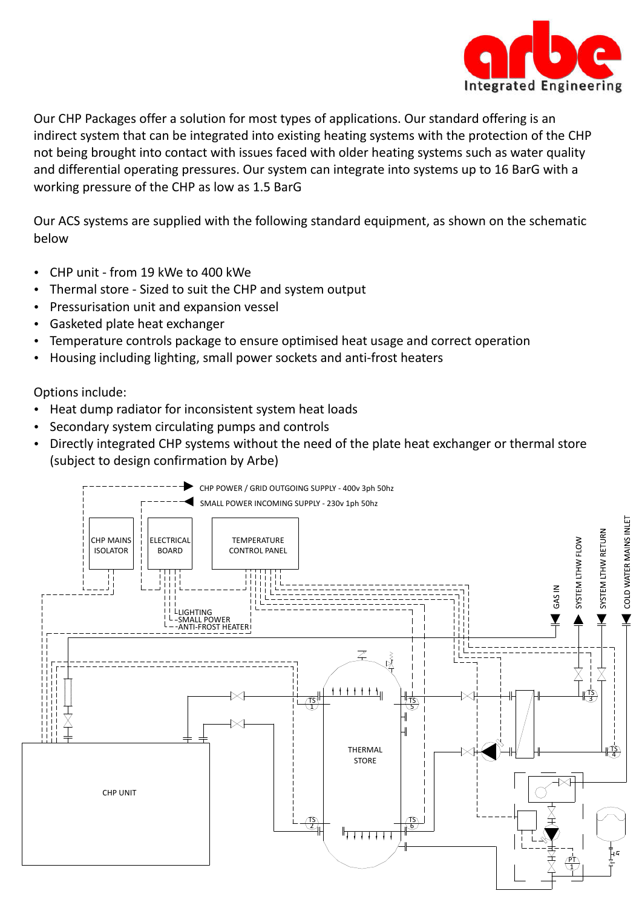Our CHP Packages offer a solution for most types of applications. Our standard offering is an indirect system that can be integrated into existing heating systems with the protection of the CHP not being brought into contact with issues faced with older heating systems such as water quality and differential operating pressures. Our system can integrate into systems up to 16 BarG with a working pressure of the CHP as low as 1.5 BarG

Our ACS systems are supplied with the following standard equipment, as shown on the schematic below

- CHP unit - from 19 kWe to 400 kWe
- Thermal store - Sized to suit the CHP and system output
- Pressurisation unit and expansion vessel
- Gasketed plate heat exchanger
- Temperature controls package to ensure optimised heat usage and correct operation
- Housing including lighting, small power sockets and anti-frost heaters

Options include:

- Heat dump radiator for inconsistent system heat loads
- Secondary system circulating pumps and controls
- Directly integrated CHP systems without the need of the plate heat exchanger or thermal store (subject to design confirmation by Arbe)

CHP POWER / GRID OUTGOING SUPPLY - 400v 3ph 50hz

SMALL POWER INCOMING SUPPLY - 230v 1ph 50hz

CHP MAINS ISOLATOR

ELECTRICAL BOARD

TEMPERATURE CONTROL PANEL

LIGHTING
SMALL POWER
ANTI-FROST HEATER

GAS IN

SYSTEM LTHW FLOW

SYSTEM LTHW RETURN

COLD WATER MAINS INLET

CHP UNIT

THERMAL STORE

TS 1, TS 2, TS 3, TS 4, TS 5, TS 6, PT 1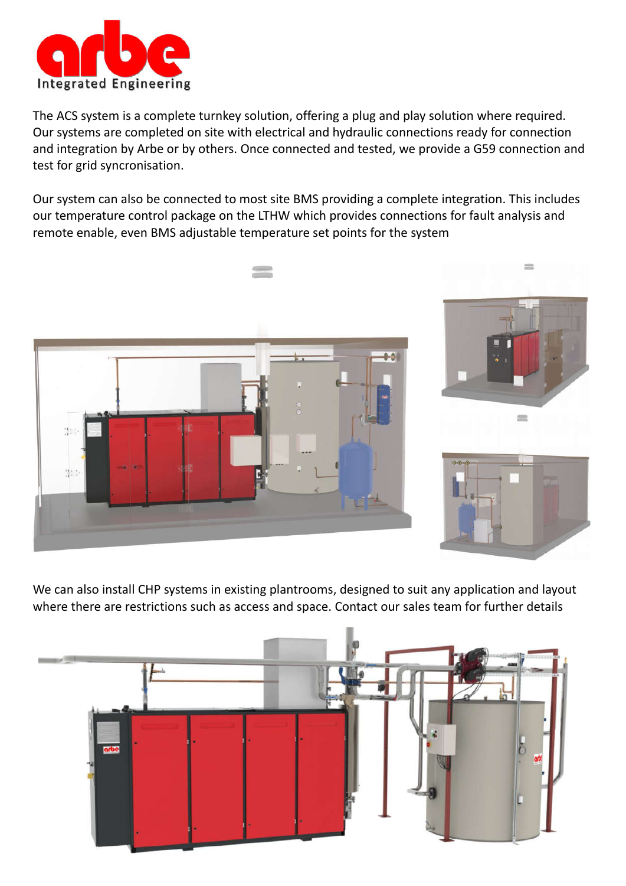The ACS system is a complete turnkey solution, offering a plug and play solution where required. Our systems are completed on site with electrical and hydraulic connections ready for connection and integration by Arbe or by others. Once connected and tested, we provide a G59 connection and test for grid syncronisation.

Our system can also be connected to most site BMS providing a complete integration. This includes our temperature control package on the LTHW which provides connections for fault analysis and remote enable, even BMS adjustable temperature set points for the system

We can also install CHP systems in existing plantrooms, designed to suit any application and layout where there are restrictions such as access and space. Contact our sales team for further details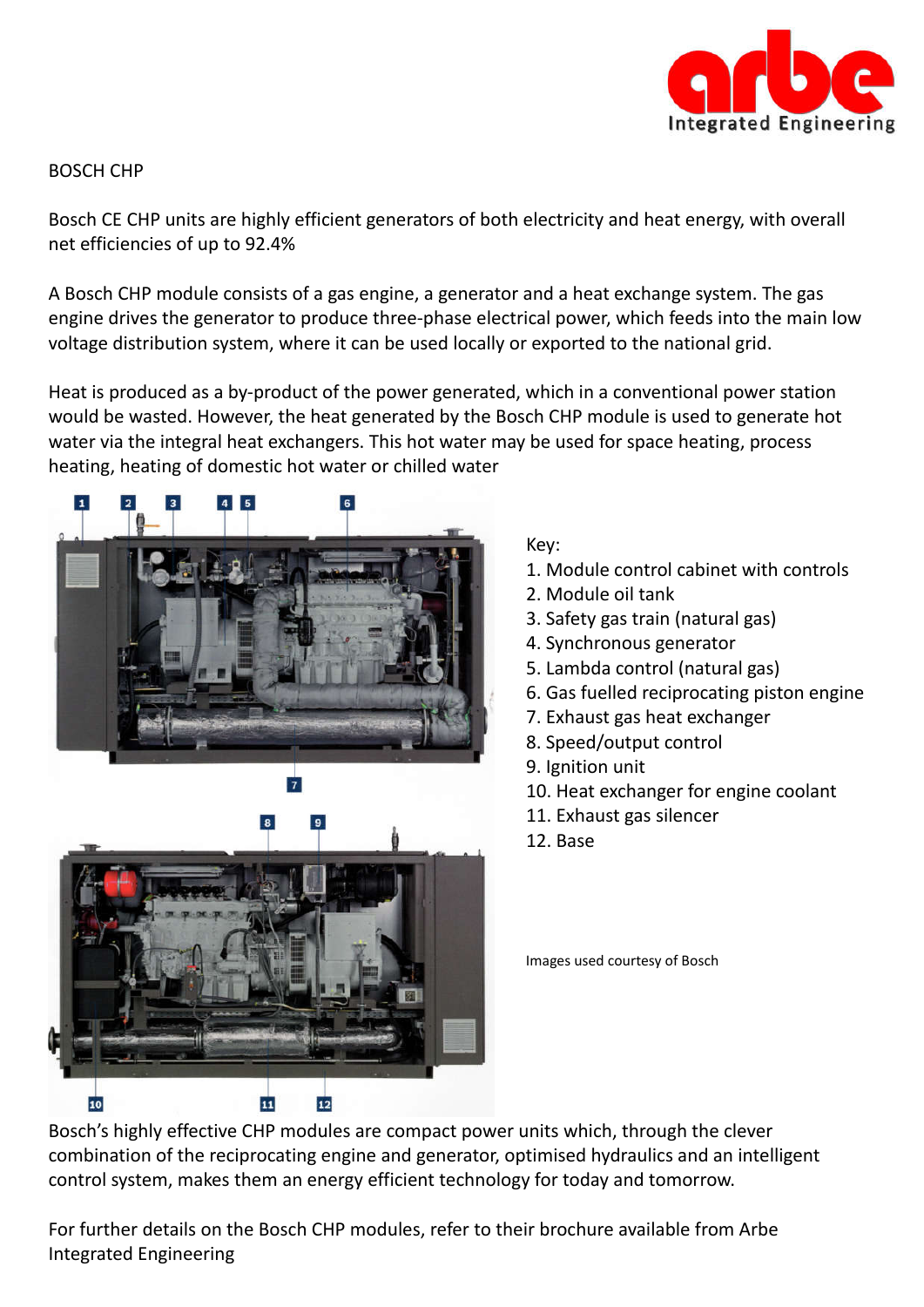BOSCH CHP

Bosch CE CHP units are highly efficient generators of both electricity and heat energy, with overall net efficiencies of up to 92.4%

A Bosch CHP module consists of a gas engine, a generator and a heat exchange system. The gas engine drives the generator to produce three-phase electrical power, which feeds into the main low voltage distribution system, where it can be used locally or exported to the national grid.

Heat is produced as a by-product of the power generated, which in a conventional power station would be wasted. However, the heat generated by the Bosch CHP module is used to generate hot water via the integral heat exchangers. This hot water may be used for space heating, process heating, heating of domestic hot water or chilled water

Key:

1. Module control cabinet with controls
2. Module oil tank
3. Safety gas train (natural gas)
4. Synchronous generator
5. Lambda control (natural gas)
6. Gas fuelled reciprocating piston engine
7. Exhaust gas heat exchanger
8. Speed/output control
9. Ignition unit
10. Heat exchanger for engine coolant
11. Exhaust gas silencer
12. Base

Images used courtesy of Bosch

Bosch's highly effective CHP modules are compact power units which, through the clever combination of the reciprocating engine and generator, optimised hydraulics and an intelligent control system, makes them an energy efficient technology for today and tomorrow.

For further details on the Bosch CHP modules, refer to their brochure available from Arbe Integrated Engineering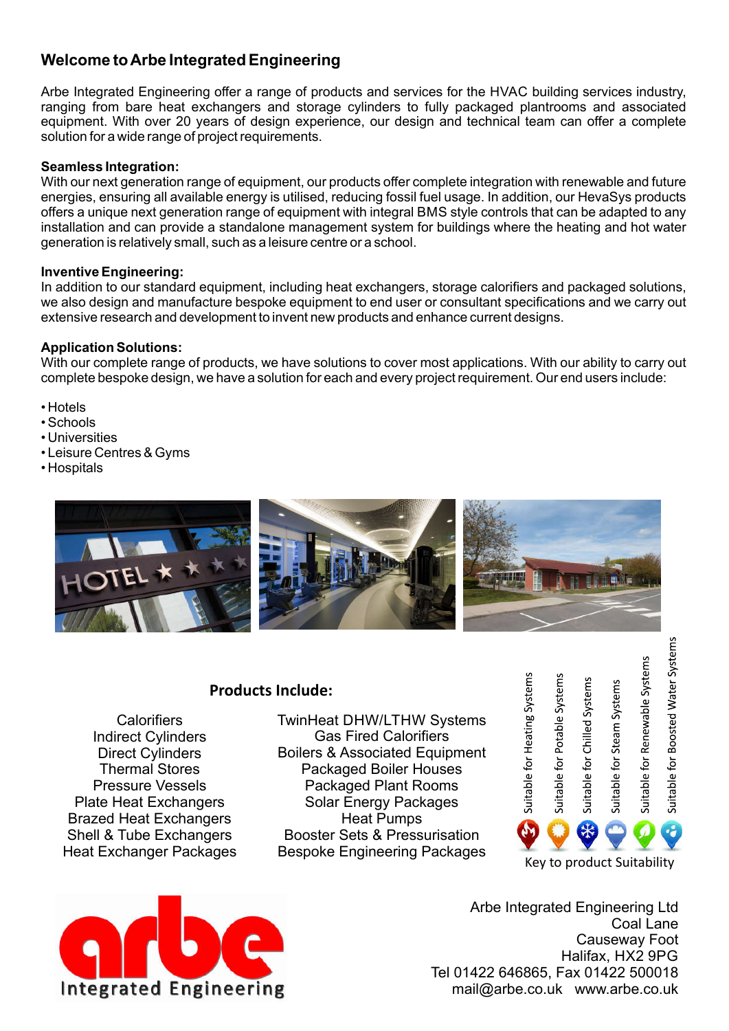## Welcome to Arbe Integrated Engineering

Arbe Integrated Engineering offer a range of products and services for the HVAC building services industry, ranging from bare heat exchangers and storage cylinders to fully packaged plantrooms and associated equipment. With over 20 years of design experience, our design and technical team can offer a complete solution for a wide range of project requirements.

**Seamless Integration:**
With our next generation range of equipment, our products offer complete integration with renewable and future energies, ensuring all available energy is utilised, reducing fossil fuel usage. In addition, our HevaSys products offers a unique next generation range of equipment with integral BMS style controls that can be adapted to any installation and can provide a standalone management system for buildings where the heating and hot water generation is relatively small, such as a leisure centre or a school.

**Inventive Engineering:**
In addition to our standard equipment, including heat exchangers, storage calorifiers and packaged solutions, we also design and manufacture bespoke equipment to end user or consultant specifications and we carry out extensive research and development to invent new products and enhance current designs.

**Application Solutions:**
With our complete range of products, we have solutions to cover most applications. With our ability to carry out complete bespoke design, we have a solution for each and every project requirement. Our end users include:

- Hotels
- Schools
- Universities
- Leisure Centres & Gyms
- Hospitals

### Products Include:

Calorifiers
Indirect Cylinders
Direct Cylinders
Thermal Stores
Pressure Vessels
Plate Heat Exchangers
Brazed Heat Exchangers
Shell & Tube Exchangers
Heat Exchanger Packages

TwinHeat DHW/LTHW Systems
Gas Fired Calorifiers
Boilers & Associated Equipment
Packaged Boiler Houses
Packaged Plant Rooms
Solar Energy Packages
Heat Pumps
Booster Sets & Pressurisation
Bespoke Engineering Packages

Suitable for Heating Systems
Suitable for Potable Systems
Suitable for Chilled Systems
Suitable for Steam Systems
Suitable for Renewable Systems
Suitable for Boosted Water Systems

Key to product Suitability

arbe Integrated Engineering

Arbe Integrated Engineering Ltd
Coal Lane
Causeway Foot
Halifax, HX2 9PG
Tel 01422 646865, Fax 01422 500018
mail@arbe.co.uk www.arbe.co.uk